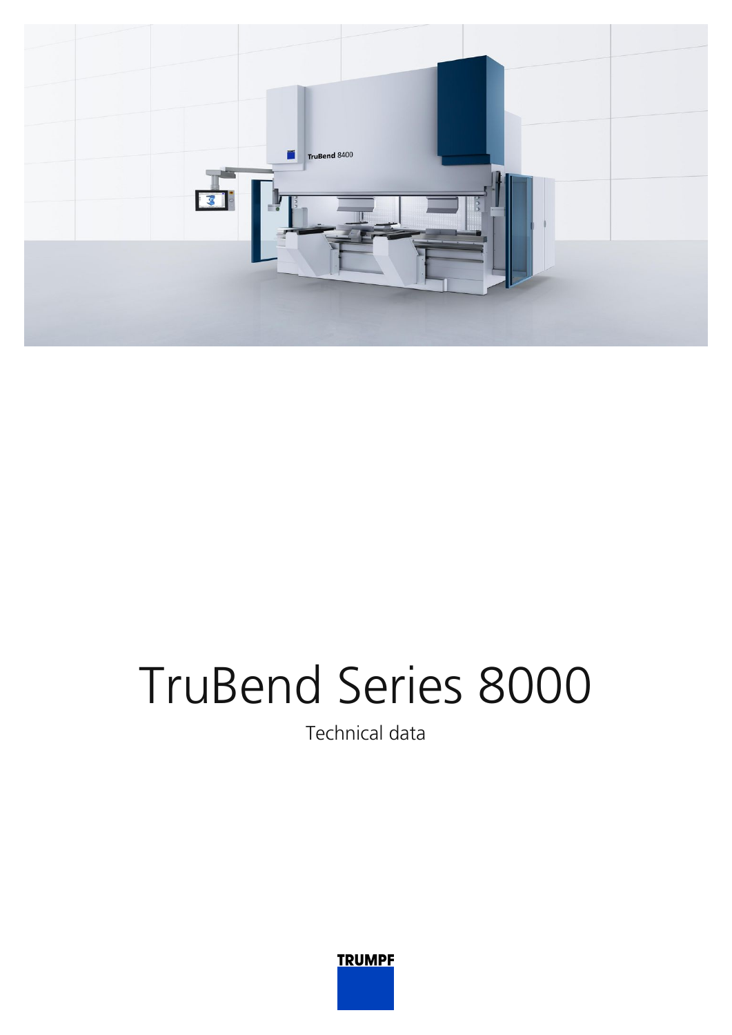# TruBend Series 8000

Technical data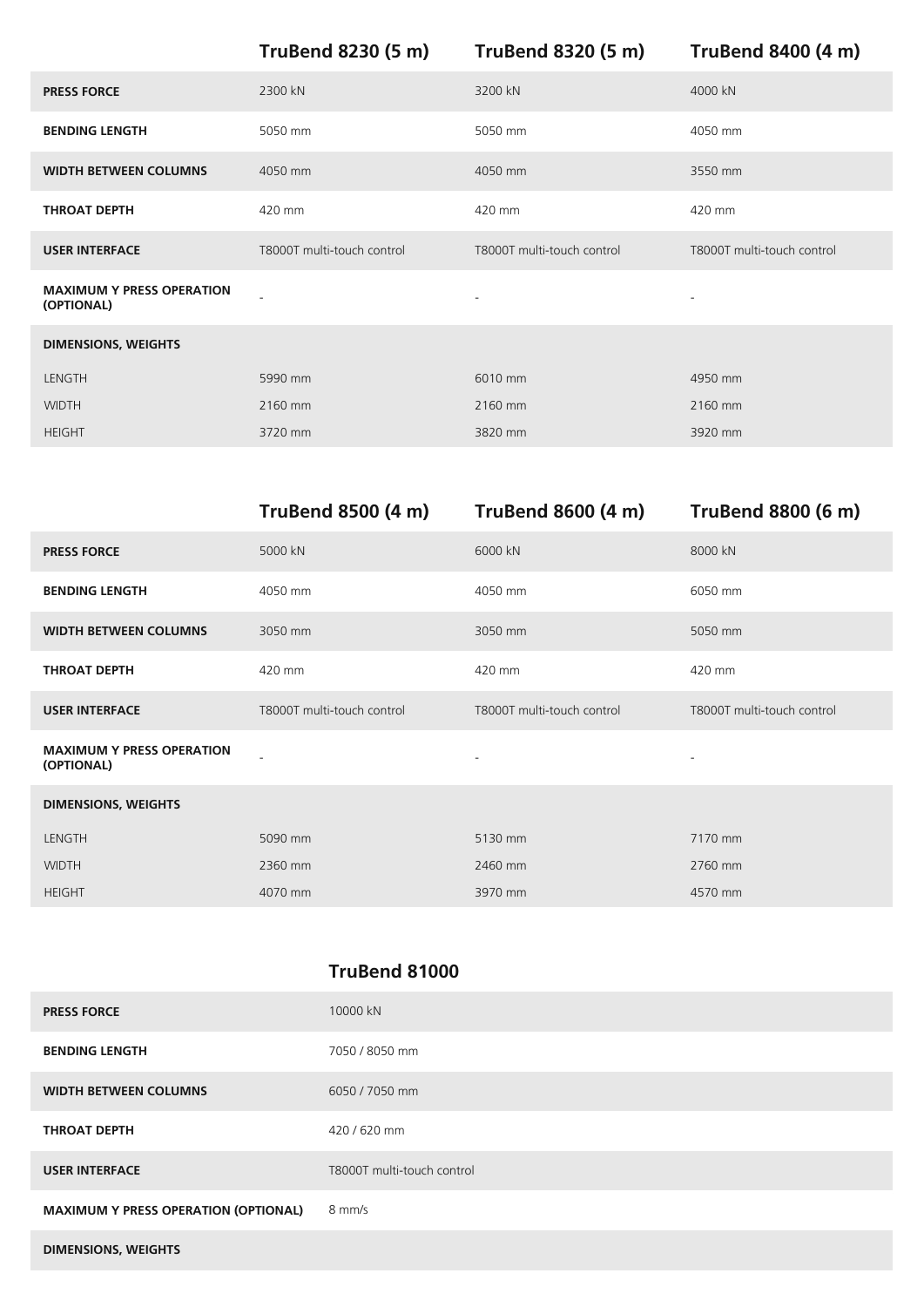| | TruBend 8230 (5 m) | TruBend 8320 (5 m) | TruBend 8400 (4 m) |
|---|---|---|---|
| **PRESS FORCE** | 2300 kN | 3200 kN | 4000 kN |
| **BENDING LENGTH** | 5050 mm | 5050 mm | 4050 mm |
| **WIDTH BETWEEN COLUMNS** | 4050 mm | 4050 mm | 3550 mm |
| **THROAT DEPTH** | 420 mm | 420 mm | 420 mm |
| **USER INTERFACE** | T8000T multi-touch control | T8000T multi-touch control | T8000T multi-touch control |
| **MAXIMUM Y PRESS OPERATION (OPTIONAL)** | - | - | - |
| **DIMENSIONS, WEIGHTS** | | | |
| LENGTH | 5990 mm | 6010 mm | 4950 mm |
| WIDTH | 2160 mm | 2160 mm | 2160 mm |
| HEIGHT | 3720 mm | 3820 mm | 3920 mm |

| | TruBend 8500 (4 m) | TruBend 8600 (4 m) | TruBend 8800 (6 m) |
|---|---|---|---|
| **PRESS FORCE** | 5000 kN | 6000 kN | 8000 kN |
| **BENDING LENGTH** | 4050 mm | 4050 mm | 6050 mm |
| **WIDTH BETWEEN COLUMNS** | 3050 mm | 3050 mm | 5050 mm |
| **THROAT DEPTH** | 420 mm | 420 mm | 420 mm |
| **USER INTERFACE** | T8000T multi-touch control | T8000T multi-touch control | T8000T multi-touch control |
| **MAXIMUM Y PRESS OPERATION (OPTIONAL)** | - | - | - |
| **DIMENSIONS, WEIGHTS** | | | |
| LENGTH | 5090 mm | 5130 mm | 7170 mm |
| WIDTH | 2360 mm | 2460 mm | 2760 mm |
| HEIGHT | 4070 mm | 3970 mm | 4570 mm |

| | TruBend 81000 |
|---|---|
| **PRESS FORCE** | 10000 kN |
| **BENDING LENGTH** | 7050 / 8050 mm |
| **WIDTH BETWEEN COLUMNS** | 6050 / 7050 mm |
| **THROAT DEPTH** | 420 / 620 mm |
| **USER INTERFACE** | T8000T multi-touch control |
| **MAXIMUM Y PRESS OPERATION (OPTIONAL)** | 8 mm/s |
| **DIMENSIONS, WEIGHTS** | |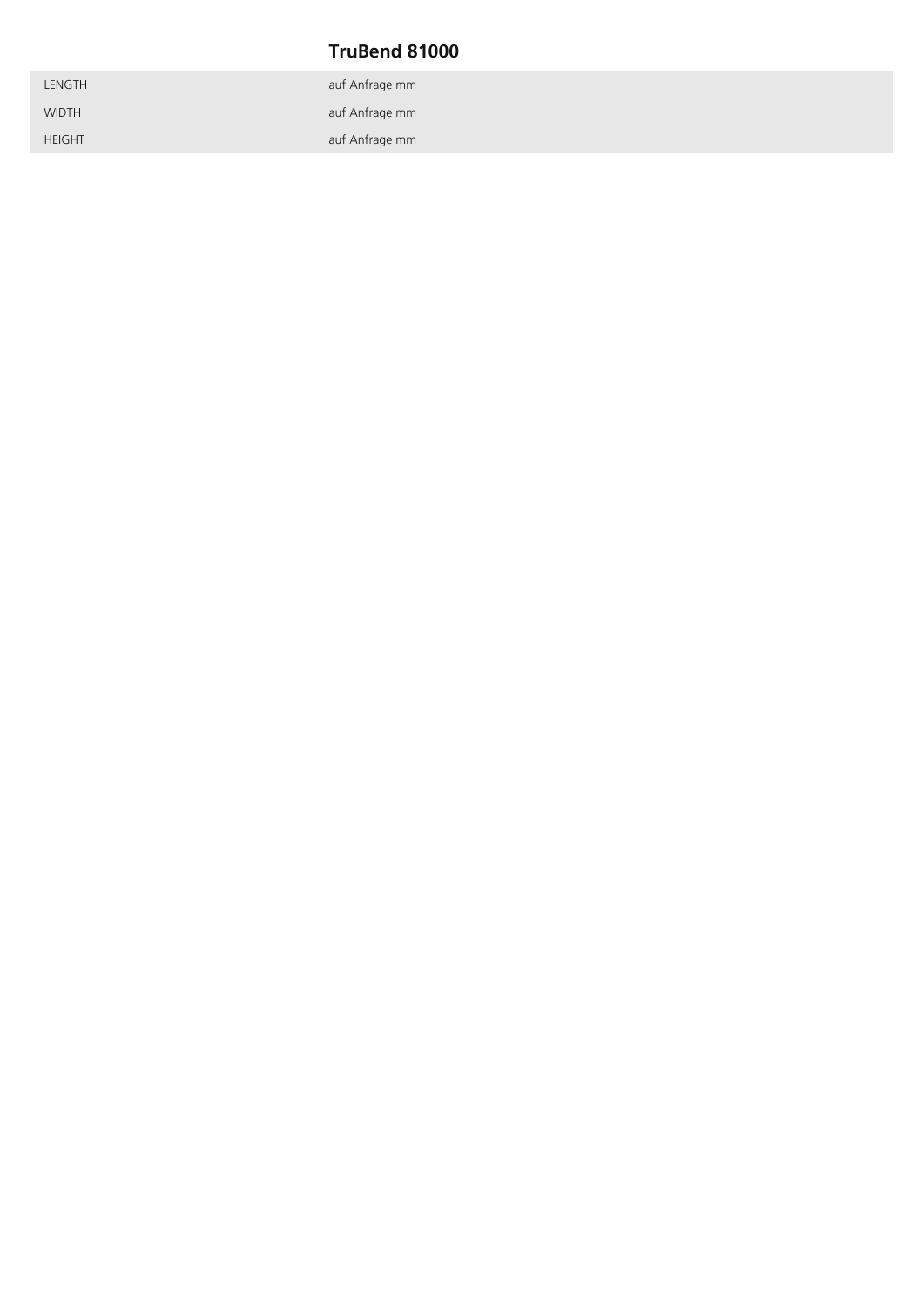### TruBend 81000

| | |
|---|---|
| LENGTH | auf Anfrage mm |
| WIDTH | auf Anfrage mm |
| HEIGHT | auf Anfrage mm |